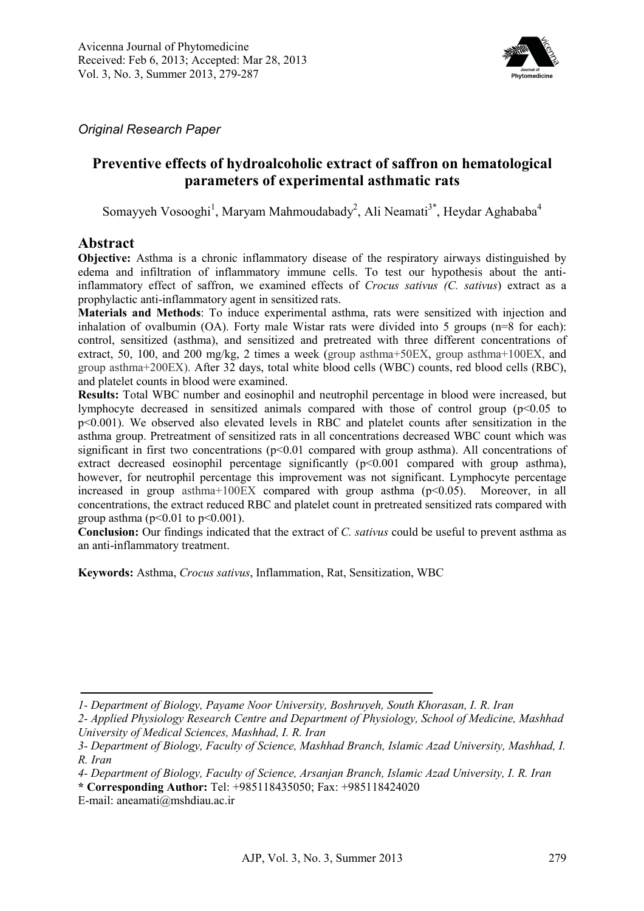Avicenna Journal of Phytomedicine
Received: Feb 6, 2013; Accepted: Mar 28, 2013
Vol. 3, No. 3, Summer 2013, 279-287

*Original Research Paper*

# Preventive effects of hydroalcoholic extract of saffron on hematological parameters of experimental asthmatic rats

Somayyeh Vosooghi[1], Maryam Mahmoudabady[2], Ali Neamati[3*], Heydar Aghababa[4]

## Abstract

**Objective:** Asthma is a chronic inflammatory disease of the respiratory airways distinguished by edema and infiltration of inflammatory immune cells. To test our hypothesis about the anti-inflammatory effect of saffron, we examined effects of *Crocus sativus (C. sativus)* extract as a prophylactic anti-inflammatory agent in sensitized rats.

**Materials and Methods**: To induce experimental asthma, rats were sensitized with injection and inhalation of ovalbumin (OA). Forty male Wistar rats were divided into 5 groups (n=8 for each): control, sensitized (asthma), and sensitized and pretreated with three different concentrations of extract, 50, 100, and 200 mg/kg, 2 times a week (group asthma+50EX, group asthma+100EX, and group asthma+200EX). After 32 days, total white blood cells (WBC) counts, red blood cells (RBC), and platelet counts in blood were examined.

**Results:** Total WBC number and eosinophil and neutrophil percentage in blood were increased, but lymphocyte decreased in sensitized animals compared with those of control group ($p<0.05$ to $p<0.001$). We observed also elevated levels in RBC and platelet counts after sensitization in the asthma group. Pretreatment of sensitized rats in all concentrations decreased WBC count which was significant in first two concentrations ($p<0.01$ compared with group asthma). All concentrations of extract decreased eosinophil percentage significantly ($p<0.001$ compared with group asthma), however, for neutrophil percentage this improvement was not significant. Lymphocyte percentage increased in group asthma+100EX compared with group asthma ($p<0.05$). Moreover, in all concentrations, the extract reduced RBC and platelet count in pretreated sensitized rats compared with group asthma ($p<0.01$ to $p<0.001$).

**Conclusion:** Our findings indicated that the extract of *C. sativus* could be useful to prevent asthma as an anti-inflammatory treatment.

**Keywords:** Asthma, *Crocus sativus*, Inflammation, Rat, Sensitization, WBC

---

*1- Department of Biology, Payame Noor University, Boshruyeh, South Khorasan, I. R. Iran*
*2- Applied Physiology Research Centre and Department of Physiology, School of Medicine, Mashhad University of Medical Sciences, Mashhad, I. R. Iran*
*3- Department of Biology, Faculty of Science, Mashhad Branch, Islamic Azad University, Mashhad, I. R. Iran*
*4- Department of Biology, Faculty of Science, Arsanjan Branch, Islamic Azad University, I. R. Iran*
**\* Corresponding Author:** Tel: +985118435050; Fax: +985118424020
E-mail: aneamati@mshdiau.ac.ir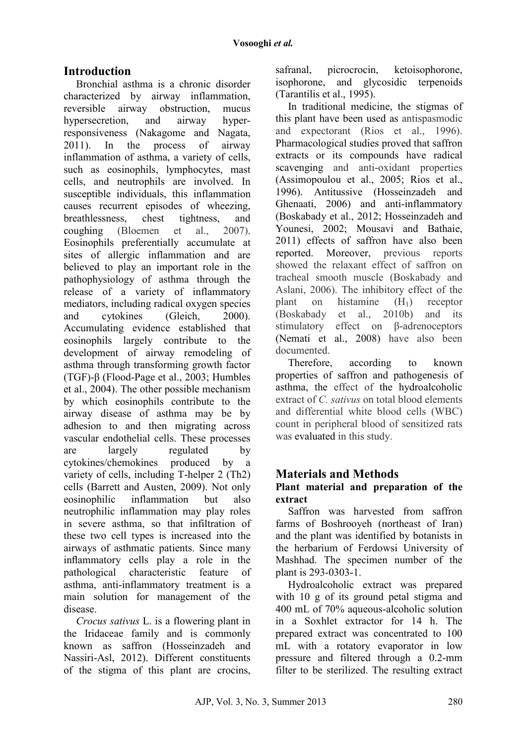## Introduction

Bronchial asthma is a chronic disorder characterized by airway inflammation, reversible airway obstruction, mucus hypersecretion, and airway hyper-responsiveness (Nakagome and Nagata, 2011). In the process of airway inflammation of asthma, a variety of cells, such as eosinophils, lymphocytes, mast cells, and neutrophils are involved. In susceptible individuals, this inflammation causes recurrent episodes of wheezing, breathlessness, chest tightness, and coughing (Bloemen et al., 2007). Eosinophils preferentially accumulate at sites of allergic inflammation and are believed to play an important role in the pathophysiology of asthma through the release of a variety of inflammatory mediators, including radical oxygen species and cytokines (Gleich, 2000). Accumulating evidence established that eosinophils largely contribute to the development of airway remodeling of asthma through transforming growth factor (TGF)-β (Flood-Page et al., 2003; Humbles et al., 2004). The other possible mechanism by which eosinophils contribute to the airway disease of asthma may be by adhesion to and then migrating across vascular endothelial cells. These processes are largely regulated by cytokines/chemokines produced by a variety of cells, including T-helper 2 (Th2) cells (Barrett and Austen, 2009). Not only eosinophilic inflammation but also neutrophilic inflammation may play roles in severe asthma, so that infiltration of these two cell types is increased into the airways of asthmatic patients. Since many inflammatory cells play a role in the pathological characteristic feature of asthma, anti-inflammatory treatment is a main solution for management of the disease.

*Crocus sativus* L. is a flowering plant in the Iridaceae family and is commonly known as saffron (Hosseinzadeh and Nassiri-Asl, 2012). Different constituents of the stigma of this plant are crocins, safranal, picrocrocin, ketoisophorone, isophorone, and glycosidic terpenoids (Tarantilis et al., 1995).

In traditional medicine, the stigmas of this plant have been used as antispasmodic and expectorant (Rios et al., 1996). Pharmacological studies proved that saffron extracts or its compounds have radical scavenging and anti-oxidant properties (Assimopoulou et al., 2005; Rios et al., 1996). Antitussive (Hosseinzadeh and Ghenaati, 2006) and anti-inflammatory (Boskabady et al., 2012; Hosseinzadeh and Younesi, 2002; Mousavi and Bathaie, 2011) effects of saffron have also been reported. Moreover, previous reports showed the relaxant effect of saffron on tracheal smooth muscle (Boskabady and Aslani, 2006). The inhibitory effect of the plant on histamine ($H_1$) receptor (Boskabady et al., 2010b) and its stimulatory effect on β-adrenoceptors (Nemati et al., 2008) have also been documented.

Therefore, according to known properties of saffron and pathogenesis of asthma, the effect of the hydroalcoholic extract of *C. sativus* on total blood elements and differential white blood cells (WBC) count in peripheral blood of sensitized rats was evaluated in this study.

## Materials and Methods

### Plant material and preparation of the extract

Saffron was harvested from saffron farms of Boshrooyeh (northeast of Iran) and the plant was identified by botanists in the herbarium of Ferdowsi University of Mashhad. The specimen number of the plant is 293-0303-1.

Hydroalcoholic extract was prepared with 10 g of its ground petal stigma and 400 mL of 70% aqueous-alcoholic solution in a Soxhlet extractor for 14 h. The prepared extract was concentrated to 100 mL with a rotatory evaporator in low pressure and filtered through a 0.2-mm filter to be sterilized. The resulting extract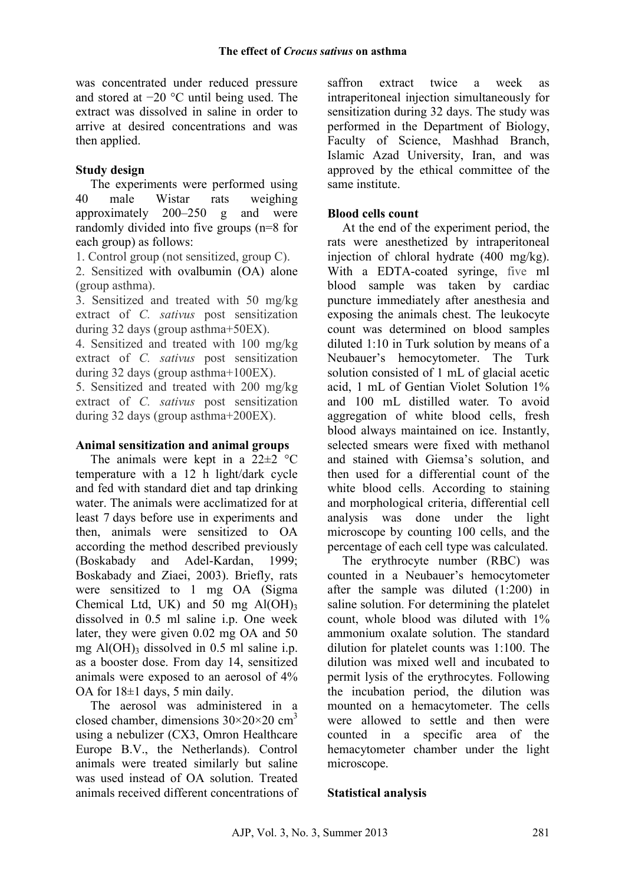was concentrated under reduced pressure and stored at −20 °C until being used. The extract was dissolved in saline in order to arrive at desired concentrations and was then applied.

### Study design

The experiments were performed using 40 male Wistar rats weighing approximately 200–250 g and were randomly divided into five groups (n=8 for each group) as follows:

1. Control group (not sensitized, group C).
2. Sensitized with ovalbumin (OA) alone (group asthma).
3. Sensitized and treated with 50 mg/kg extract of *C. sativus* post sensitization during 32 days (group asthma+50EX).
4. Sensitized and treated with 100 mg/kg extract of *C. sativus* post sensitization during 32 days (group asthma+100EX).
5. Sensitized and treated with 200 mg/kg extract of *C. sativus* post sensitization during 32 days (group asthma+200EX).

### Animal sensitization and animal groups

The animals were kept in a 22±2 °C temperature with a 12 h light/dark cycle and fed with standard diet and tap drinking water. The animals were acclimatized for at least 7 days before use in experiments and then, animals were sensitized to OA according the method described previously (Boskabady and Adel-Kardan, 1999; Boskabady and Ziaei, 2003). Briefly, rats were sensitized to 1 mg OA (Sigma Chemical Ltd, UK) and 50 mg $Al(OH)_3$ dissolved in 0.5 ml saline i.p. One week later, they were given 0.02 mg OA and 50 mg $Al(OH)_3$ dissolved in 0.5 ml saline i.p. as a booster dose. From day 14, sensitized animals were exposed to an aerosol of 4% OA for 18±1 days, 5 min daily.

The aerosol was administered in a closed chamber, dimensions $30\times20\times20$ $cm^3$ using a nebulizer (CX3, Omron Healthcare Europe B.V., the Netherlands). Control animals were treated similarly but saline was used instead of OA solution. Treated animals received different concentrations of saffron extract twice a week as intraperitoneal injection simultaneously for sensitization during 32 days. The study was performed in the Department of Biology, Faculty of Science, Mashhad Branch, Islamic Azad University, Iran, and was approved by the ethical committee of the same institute.

### Blood cells count

At the end of the experiment period, the rats were anesthetized by intraperitoneal injection of chloral hydrate (400 mg/kg). With a EDTA-coated syringe, five ml blood sample was taken by cardiac puncture immediately after anesthesia and exposing the animals chest. The leukocyte count was determined on blood samples diluted 1:10 in Turk solution by means of a Neubauer's hemocytometer. The Turk solution consisted of 1 mL of glacial acetic acid, 1 mL of Gentian Violet Solution 1% and 100 mL distilled water. To avoid aggregation of white blood cells, fresh blood always maintained on ice. Instantly, selected smears were fixed with methanol and stained with Giemsa's solution, and then used for a differential count of the white blood cells. According to staining and morphological criteria, differential cell analysis was done under the light microscope by counting 100 cells, and the percentage of each cell type was calculated.

The erythrocyte number (RBC) was counted in a Neubauer's hemocytometer after the sample was diluted (1:200) in saline solution. For determining the platelet count, whole blood was diluted with 1% ammonium oxalate solution. The standard dilution for platelet counts was 1:100. The dilution was mixed well and incubated to permit lysis of the erythrocytes. Following the incubation period, the dilution was mounted on a hemacytometer. The cells were allowed to settle and then were counted in a specific area of the hemacytometer chamber under the light microscope.

### Statistical analysis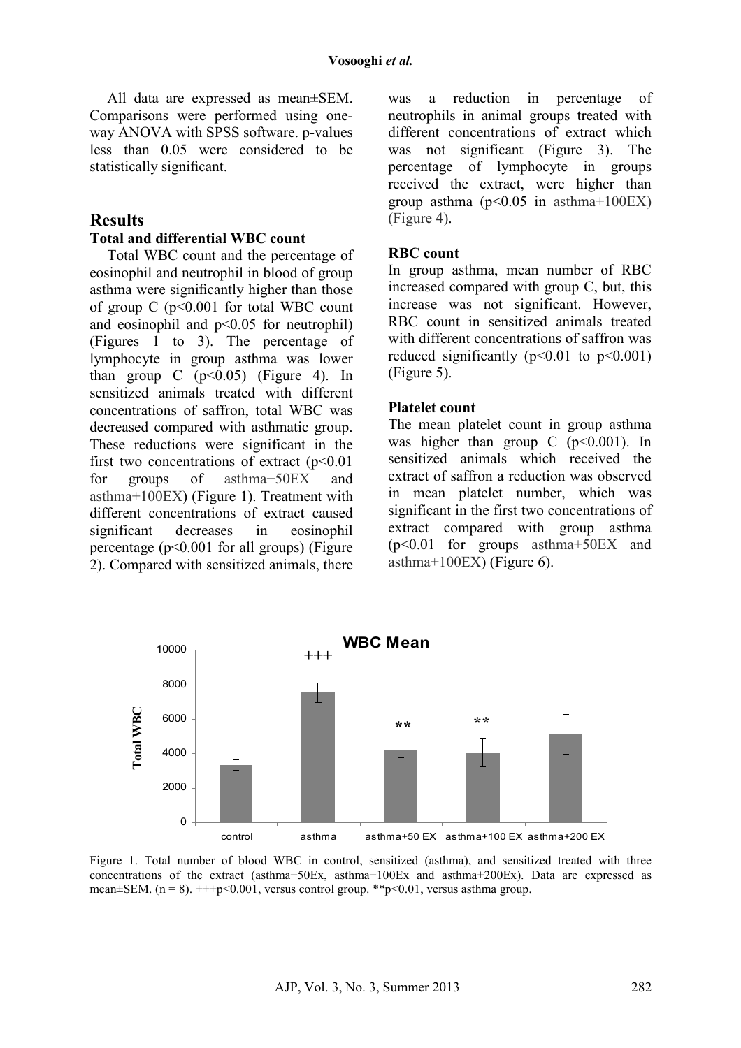All data are expressed as mean±SEM. Comparisons were performed using one-way ANOVA with SPSS software. p-values less than 0.05 were considered to be statistically significant.

## Results

### Total and differential WBC count

Total WBC count and the percentage of eosinophil and neutrophil in blood of group asthma were significantly higher than those of group C ($p<0.001$ for total WBC count and eosinophil and $p<0.05$ for neutrophil) (Figures 1 to 3). The percentage of lymphocyte in group asthma was lower than group C ($p<0.05$) (Figure 4). In sensitized animals treated with different concentrations of saffron, total WBC was decreased compared with asthmatic group. These reductions were significant in the first two concentrations of extract ($p<0.01$ for groups of asthma+50EX and asthma+100EX) (Figure 1). Treatment with different concentrations of extract caused significant decreases in eosinophil percentage ($p<0.001$ for all groups) (Figure 2). Compared with sensitized animals, there was a reduction in percentage of neutrophils in animal groups treated with different concentrations of extract which was not significant (Figure 3). The percentage of lymphocyte in groups received the extract, were higher than group asthma ($p<0.05$ in asthma+100EX) (Figure 4).

### RBC count

In group asthma, mean number of RBC increased compared with group C, but, this increase was not significant. However, RBC count in sensitized animals treated with different concentrations of saffron was reduced significantly ($p<0.01$ to $p<0.001$) (Figure 5).

### Platelet count

The mean platelet count in group asthma was higher than group C ($p<0.001$). In sensitized animals which received the extract of saffron a reduction was observed in mean platelet number, which was significant in the first two concentrations of extract compared with group asthma ($p<0.01$ for groups asthma+50EX and asthma+100EX) (Figure 6).

Figure 1. Total number of blood WBC in control, sensitized (asthma), and sensitized treated with three concentrations of the extract (asthma+50Ex, asthma+100Ex and asthma+200Ex). Data are expressed as mean±SEM. (n = 8). +++$p<0.001$, versus control group. **$p<0.01$, versus asthma group.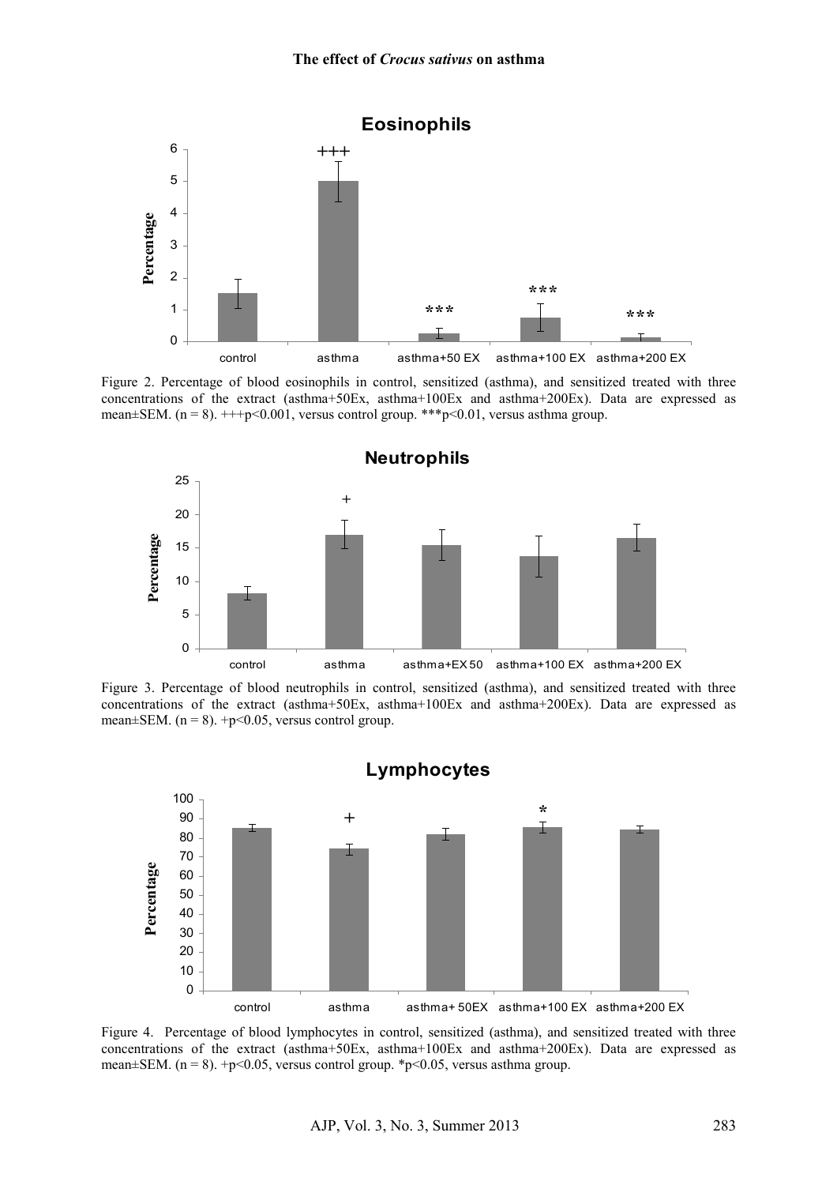Figure 2. Percentage of blood eosinophils in control, sensitized (asthma), and sensitized treated with three concentrations of the extract (asthma+50Ex, asthma+100Ex and asthma+200Ex). Data are expressed as mean±SEM. (n = 8). +++p<0.001, versus control group. ***p<0.01, versus asthma group.

Figure 3. Percentage of blood neutrophils in control, sensitized (asthma), and sensitized treated with three concentrations of the extract (asthma+50Ex, asthma+100Ex and asthma+200Ex). Data are expressed as mean±SEM. (n = 8). +p<0.05, versus control group.

Figure 4. Percentage of blood lymphocytes in control, sensitized (asthma), and sensitized treated with three concentrations of the extract (asthma+50Ex, asthma+100Ex and asthma+200Ex). Data are expressed as mean±SEM. (n = 8). +p<0.05, versus control group. *p<0.05, versus asthma group.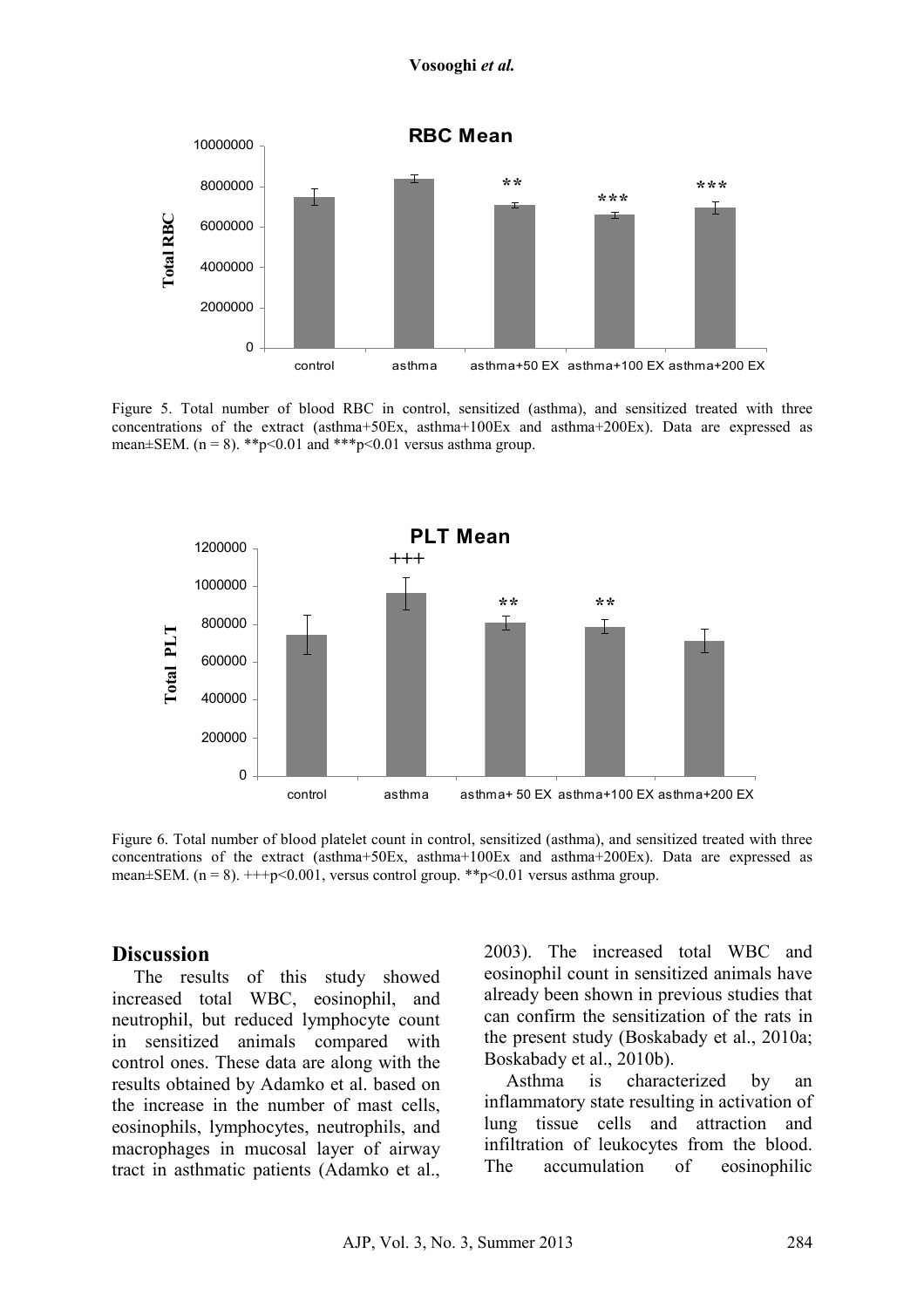Figure 5. Total number of blood RBC in control, sensitized (asthma), and sensitized treated with three concentrations of the extract (asthma+50Ex, asthma+100Ex and asthma+200Ex). Data are expressed as mean±SEM. (n = 8). **p<0.01 and ***p<0.01 versus asthma group.

Figure 6. Total number of blood platelet count in control, sensitized (asthma), and sensitized treated with three concentrations of the extract (asthma+50Ex, asthma+100Ex and asthma+200Ex). Data are expressed as mean±SEM. (n = 8). +++p<0.001, versus control group. **p<0.01 versus asthma group.

## Discussion

The results of this study showed increased total WBC, eosinophil, and neutrophil, but reduced lymphocyte count in sensitized animals compared with control ones. These data are along with the results obtained by Adamko et al. based on the increase in the number of mast cells, eosinophils, lymphocytes, neutrophils, and macrophages in mucosal layer of airway tract in asthmatic patients (Adamko et al., 2003). The increased total WBC and eosinophil count in sensitized animals have already been shown in previous studies that can confirm the sensitization of the rats in the present study (Boskabady et al., 2010a; Boskabady et al., 2010b).

Asthma is characterized by an inflammatory state resulting in activation of lung tissue cells and attraction and infiltration of leukocytes from the blood. The accumulation of eosinophilic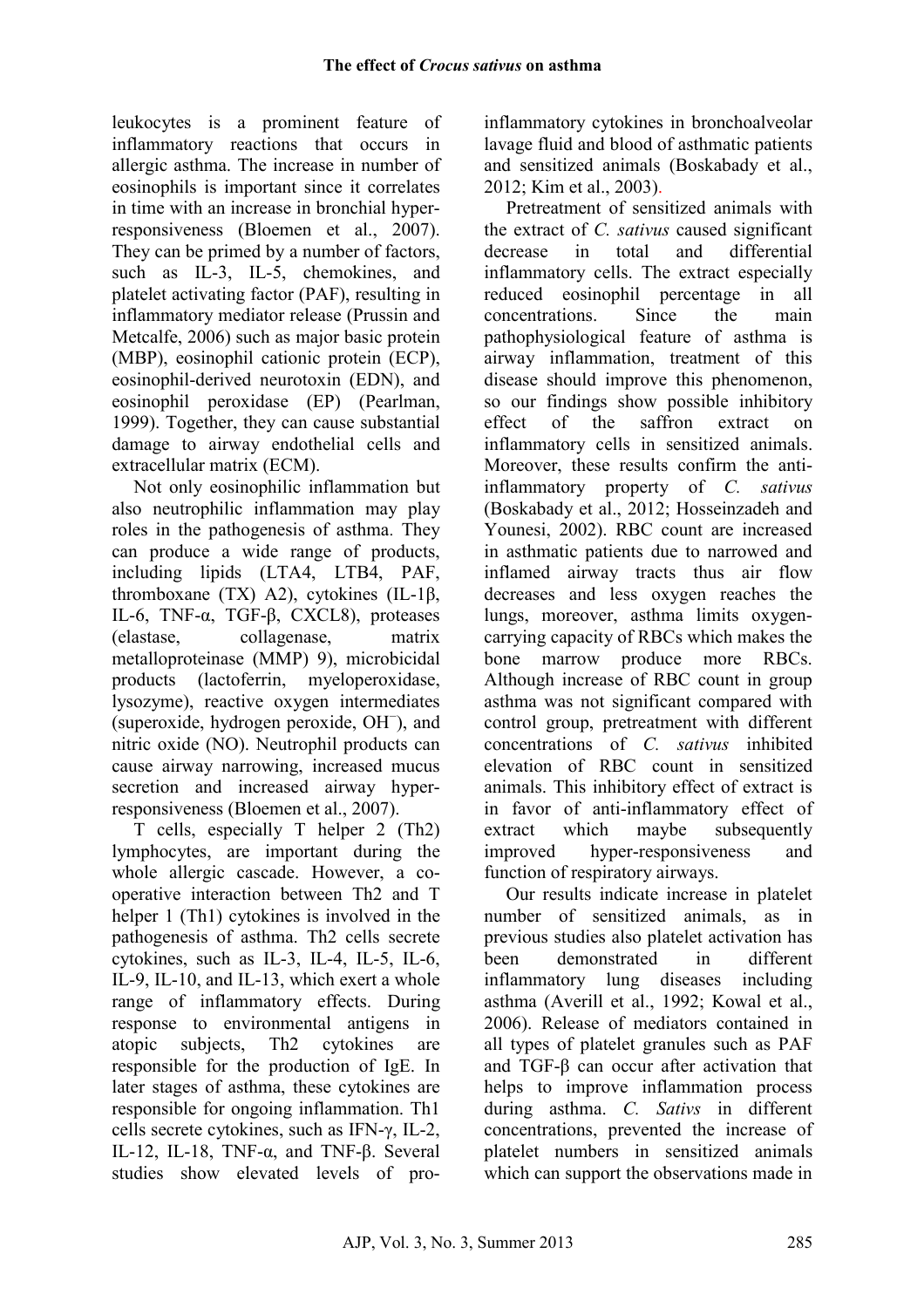leukocytes is a prominent feature of inflammatory reactions that occurs in allergic asthma. The increase in number of eosinophils is important since it correlates in time with an increase in bronchial hyper-responsiveness (Bloemen et al., 2007). They can be primed by a number of factors, such as IL-3, IL-5, chemokines, and platelet activating factor (PAF), resulting in inflammatory mediator release (Prussin and Metcalfe, 2006) such as major basic protein (MBP), eosinophil cationic protein (ECP), eosinophil-derived neurotoxin (EDN), and eosinophil peroxidase (EP) (Pearlman, 1999). Together, they can cause substantial damage to airway endothelial cells and extracellular matrix (ECM).

Not only eosinophilic inflammation but also neutrophilic inflammation may play roles in the pathogenesis of asthma. They can produce a wide range of products, including lipids (LTA4, LTB4, PAF, thromboxane (TX) A2), cytokines (IL-1β, IL-6, TNF-α, TGF-β, CXCL8), proteases (elastase, collagenase, matrix metalloproteinase (MMP) 9), microbicidal products (lactoferrin, myeloperoxidase, lysozyme), reactive oxygen intermediates (superoxide, hydrogen peroxide, $OH^-$), and nitric oxide (NO). Neutrophil products can cause airway narrowing, increased mucus secretion and increased airway hyper-responsiveness (Bloemen et al., 2007).

T cells, especially T helper 2 (Th2) lymphocytes, are important during the whole allergic cascade. However, a co-operative interaction between Th2 and T helper 1 (Th1) cytokines is involved in the pathogenesis of asthma. Th2 cells secrete cytokines, such as IL-3, IL-4, IL-5, IL-6, IL-9, IL-10, and IL-13, which exert a whole range of inflammatory effects. During response to environmental antigens in atopic subjects, Th2 cytokines are responsible for the production of IgE. In later stages of asthma, these cytokines are responsible for ongoing inflammation. Th1 cells secrete cytokines, such as IFN-γ, IL-2, IL-12, IL-18, TNF-α, and TNF-β. Several studies show elevated levels of pro-inflammatory cytokines in bronchoalveolar lavage fluid and blood of asthmatic patients and sensitized animals (Boskabady et al., 2012; Kim et al., 2003).

Pretreatment of sensitized animals with the extract of *C. sativus* caused significant decrease in total and differential inflammatory cells. The extract especially reduced eosinophil percentage in all concentrations. Since the main pathophysiological feature of asthma is airway inflammation, treatment of this disease should improve this phenomenon, so our findings show possible inhibitory effect of the saffron extract on inflammatory cells in sensitized animals. Moreover, these results confirm the anti-inflammatory property of *C. sativus* (Boskabady et al., 2012; Hosseinzadeh and Younesi, 2002). RBC count are increased in asthmatic patients due to narrowed and inflamed airway tracts thus air flow decreases and less oxygen reaches the lungs, moreover, asthma limits oxygen-carrying capacity of RBCs which makes the bone marrow produce more RBCs. Although increase of RBC count in group asthma was not significant compared with control group, pretreatment with different concentrations of *C. sativus* inhibited elevation of RBC count in sensitized animals. This inhibitory effect of extract is in favor of anti-inflammatory effect of extract which maybe subsequently improved hyper-responsiveness and function of respiratory airways.

Our results indicate increase in platelet number of sensitized animals, as in previous studies also platelet activation has been demonstrated in different inflammatory lung diseases including asthma (Averill et al., 1992; Kowal et al., 2006). Release of mediators contained in all types of platelet granules such as PAF and TGF-β can occur after activation that helps to improve inflammation process during asthma. *C. Sativs* in different concentrations, prevented the increase of platelet numbers in sensitized animals which can support the observations made in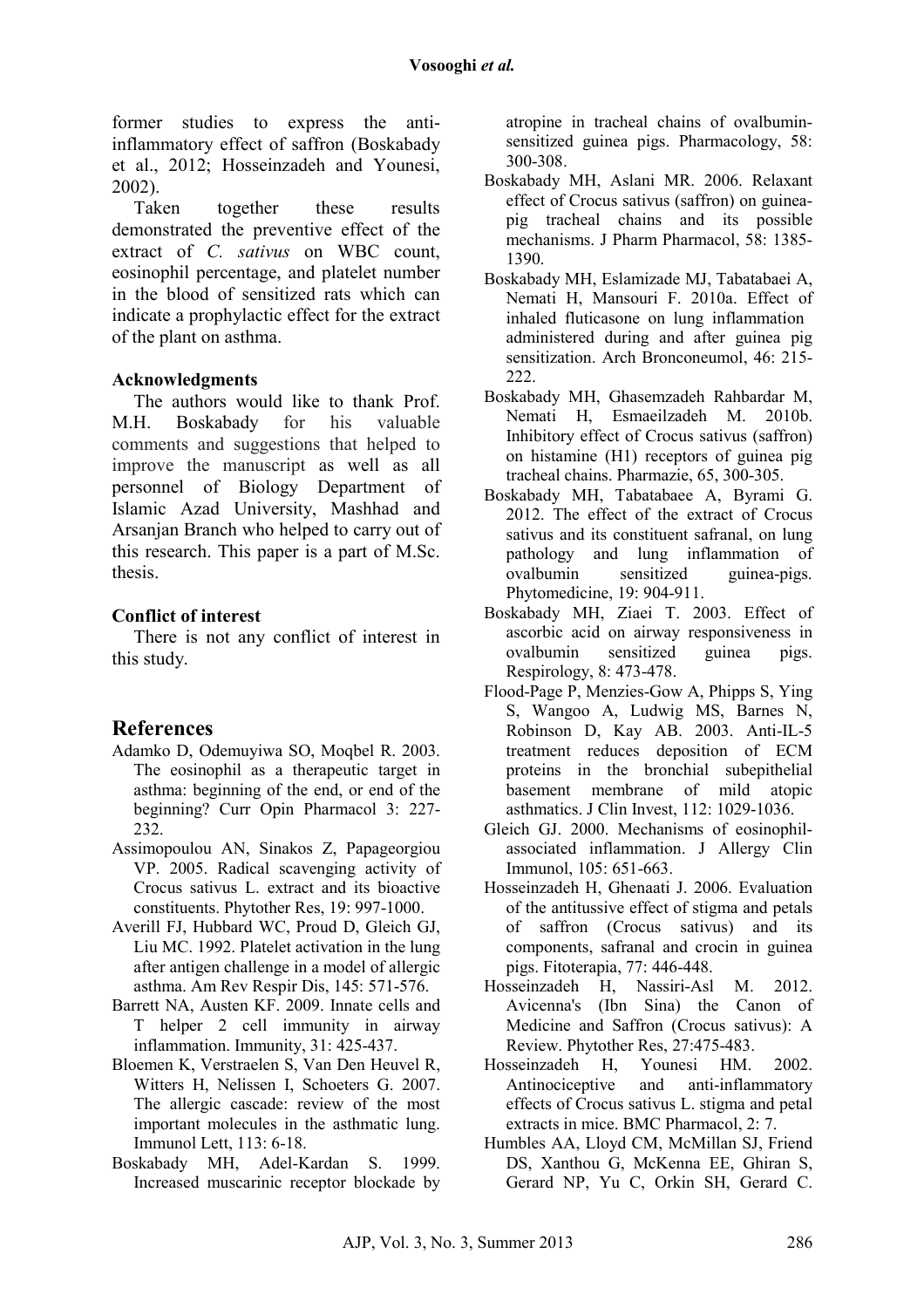former studies to express the anti-inflammatory effect of saffron (Boskabady et al., 2012; Hosseinzadeh and Younesi, 2002).

Taken together these results demonstrated the preventive effect of the extract of *C. sativus* on WBC count, eosinophil percentage, and platelet number in the blood of sensitized rats which can indicate a prophylactic effect for the extract of the plant on asthma.

### Acknowledgments

The authors would like to thank Prof. M.H. Boskabady for his valuable comments and suggestions that helped to improve the manuscript as well as all personnel of Biology Department of Islamic Azad University, Mashhad and Arsanjan Branch who helped to carry out of this research. This paper is a part of M.Sc. thesis.

### Conflict of interest

There is not any conflict of interest in this study.

## References

Adamko D, Odemuyiwa SO, Moqbel R. 2003. The eosinophil as a therapeutic target in asthma: beginning of the end, or end of the beginning? Curr Opin Pharmacol 3: 227-232.

Assimopoulou AN, Sinakos Z, Papageorgiou VP. 2005. Radical scavenging activity of Crocus sativus L. extract and its bioactive constituents. Phytother Res, 19: 997-1000.

Averill FJ, Hubbard WC, Proud D, Gleich GJ, Liu MC. 1992. Platelet activation in the lung after antigen challenge in a model of allergic asthma. Am Rev Respir Dis, 145: 571-576.

Barrett NA, Austen KF. 2009. Innate cells and T helper 2 cell immunity in airway inflammation. Immunity, 31: 425-437.

Bloemen K, Verstraelen S, Van Den Heuvel R, Witters H, Nelissen I, Schoeters G. 2007. The allergic cascade: review of the most important molecules in the asthmatic lung. Immunol Lett, 113: 6-18.

Boskabady MH, Adel-Kardan S. 1999. Increased muscarinic receptor blockade by atropine in tracheal chains of ovalbumin-sensitized guinea pigs. Pharmacology, 58: 300-308.

Boskabady MH, Aslani MR. 2006. Relaxant effect of Crocus sativus (saffron) on guinea-pig tracheal chains and its possible mechanisms. J Pharm Pharmacol, 58: 1385-1390.

Boskabady MH, Eslamizade MJ, Tabatabaei A, Nemati H, Mansouri F. 2010a. Effect of inhaled fluticasone on lung inflammation administered during and after guinea pig sensitization. Arch Bronconeumol, 46: 215-222.

Boskabady MH, Ghasemzadeh Rahbardar M, Nemati H, Esmaeilzadeh M. 2010b. Inhibitory effect of Crocus sativus (saffron) on histamine (H1) receptors of guinea pig tracheal chains. Pharmazie, 65, 300-305.

Boskabady MH, Tabatabaee A, Byrami G. 2012. The effect of the extract of Crocus sativus and its constituent safranal, on lung pathology and lung inflammation of ovalbumin sensitized guinea-pigs. Phytomedicine, 19: 904-911.

Boskabady MH, Ziaei T. 2003. Effect of ascorbic acid on airway responsiveness in ovalbumin sensitized guinea pigs. Respirology, 8: 473-478.

Flood-Page P, Menzies-Gow A, Phipps S, Ying S, Wangoo A, Ludwig MS, Barnes N, Robinson D, Kay AB. 2003. Anti-IL-5 treatment reduces deposition of ECM proteins in the bronchial subepithelial basement membrane of mild atopic asthmatics. J Clin Invest, 112: 1029-1036.

Gleich GJ. 2000. Mechanisms of eosinophil-associated inflammation. J Allergy Clin Immunol, 105: 651-663.

Hosseinzadeh H, Ghenaati J. 2006. Evaluation of the antitussive effect of stigma and petals of saffron (Crocus sativus) and its components, safranal and crocin in guinea pigs. Fitoterapia, 77: 446-448.

Hosseinzadeh H, Nassiri-Asl M. 2012. Avicenna's (Ibn Sina) the Canon of Medicine and Saffron (Crocus sativus): A Review. Phytother Res, 27:475-483.

Hosseinzadeh H, Younesi HM. 2002. Antinociceptive and anti-inflammatory effects of Crocus sativus L. stigma and petal extracts in mice. BMC Pharmacol, 2: 7.

Humbles AA, Lloyd CM, McMillan SJ, Friend DS, Xanthou G, McKenna EE, Ghiran S, Gerard NP, Yu C, Orkin SH, Gerard C.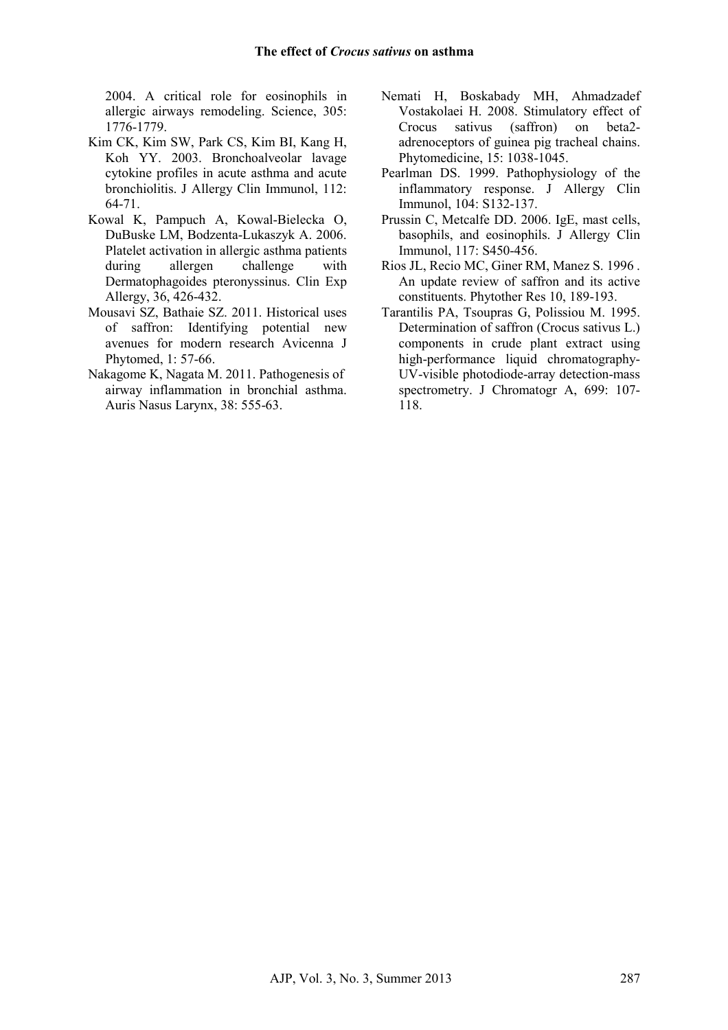2004. A critical role for eosinophils in allergic airways remodeling. Science, 305: 1776-1779.

Kim CK, Kim SW, Park CS, Kim BI, Kang H, Koh YY. 2003. Bronchoalveolar lavage cytokine profiles in acute asthma and acute bronchiolitis. J Allergy Clin Immunol, 112: 64-71.

Kowal K, Pampuch A, Kowal-Bielecka O, DuBuske LM, Bodzenta-Lukaszyk A. 2006. Platelet activation in allergic asthma patients during allergen challenge with Dermatophagoides pteronyssinus. Clin Exp Allergy, 36, 426-432.

Mousavi SZ, Bathaie SZ. 2011. Historical uses of saffron: Identifying potential new avenues for modern research Avicenna J Phytomed, 1: 57-66.

Nakagome K, Nagata M. 2011. Pathogenesis of airway inflammation in bronchial asthma. Auris Nasus Larynx, 38: 555-63.

Nemati H, Boskabady MH, Ahmadzadef Vostakolaei H. 2008. Stimulatory effect of Crocus sativus (saffron) on beta2-adrenoceptors of guinea pig tracheal chains. Phytomedicine, 15: 1038-1045.

Pearlman DS. 1999. Pathophysiology of the inflammatory response. J Allergy Clin Immunol, 104: S132-137.

Prussin C, Metcalfe DD. 2006. IgE, mast cells, basophils, and eosinophils. J Allergy Clin Immunol, 117: S450-456.

Rios JL, Recio MC, Giner RM, Manez S. 1996 . An update review of saffron and its active constituents. Phytother Res 10, 189-193.

Tarantilis PA, Tsoupras G, Polissiou M. 1995. Determination of saffron (Crocus sativus L.) components in crude plant extract using high-performance liquid chromatography-UV-visible photodiode-array detection-mass spectrometry. J Chromatogr A, 699: 107-118.